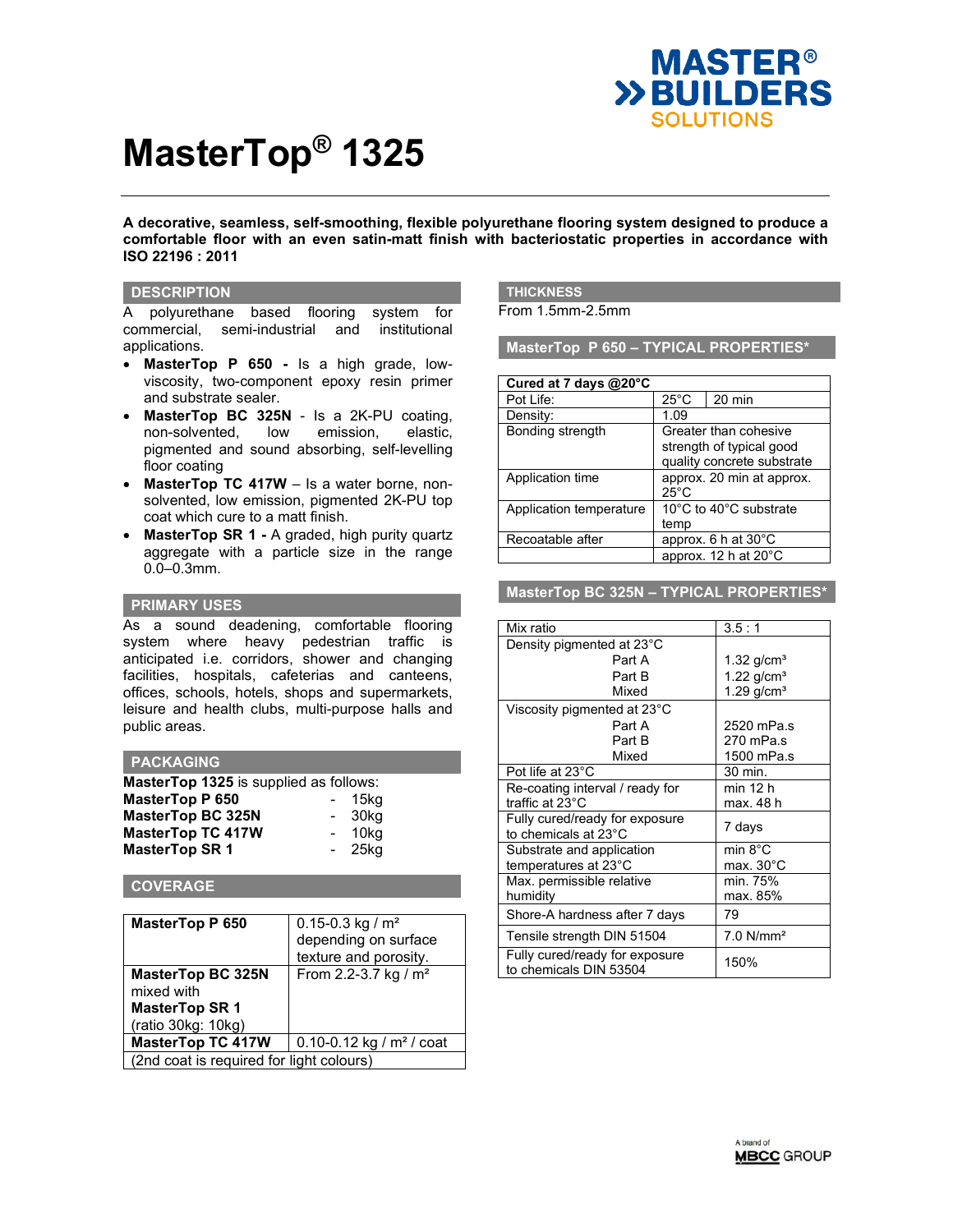# MasterTop® 1325

**A decorative, seamless, self-smoothing, flexible polyurethane flooring system designed to produce a comfortable floor with an even satin-matt finish with bacteriostatic properties in accordance with ISO 22196 : 2011**

## DESCRIPTION

A polyurethane based flooring system for commercial, semi-industrial and institutional applications.

- **MasterTop P 650 -** Is a high grade, low-viscosity, two-component epoxy resin primer and substrate sealer.
- **MasterTop BC 325N** - Is a 2K-PU coating, non-solvented, low emission, elastic, pigmented and sound absorbing, self-levelling floor coating
- **MasterTop TC 417W** – Is a water borne, non-solvented, low emission, pigmented 2K-PU top coat which cure to a matt finish.
- **MasterTop SR 1 -** A graded, high purity quartz aggregate with a particle size in the range 0.0–0.3mm.

## PRIMARY USES

As a sound deadening, comfortable flooring system where heavy pedestrian traffic is anticipated i.e. corridors, shower and changing facilities, hospitals, cafeterias and canteens, offices, schools, hotels, shops and supermarkets, leisure and health clubs, multi-purpose halls and public areas.

## PACKAGING

**MasterTop 1325** is supplied as follows:

| | | |
|---|---|---|
| **MasterTop P 650** | - | 15kg |
| **MasterTop BC 325N** | - | 30kg |
| **MasterTop TC 417W** | - | 10kg |
| **MasterTop SR 1** | - | 25kg |

## COVERAGE

| | |
|---|---|
| **MasterTop P 650** | 0.15-0.3 kg / m² depending on surface texture and porosity. |
| **MasterTop BC 325N** mixed with **MasterTop SR 1** (ratio 30kg: 10kg) | From 2.2-3.7 kg / m² |
| **MasterTop TC 417W** | 0.10-0.12 kg / m² / coat |
| (2nd coat is required for light colours) | |

## THICKNESS

From 1.5mm-2.5mm

## MasterTop P 650 – TYPICAL PROPERTIES*

| **Cured at 7 days @20°C** | | |
|---|---|---|
| Pot Life: | 25°C | 20 min |
| Density: | 1.09 | |
| Bonding strength | Greater than cohesive strength of typical good quality concrete substrate | |
| Application time | approx. 20 min at approx. 25°C | |
| Application temperature | 10°C to 40°C substrate temp | |
| Recoatable after | approx. 6 h at 30°C | |
| | approx. 12 h at 20°C | |

## MasterTop BC 325N – TYPICAL PROPERTIES*

| | |
|---|---|
| Mix ratio | 3.5 : 1 |
| Density pigmented at 23°C<br>Part A<br>Part B<br>Mixed | <br>1.32 g/cm³<br>1.22 g/cm³<br>1.29 g/cm³ |
| Viscosity pigmented at 23°C<br>Part A<br>Part B<br>Mixed | <br>2520 mPa.s<br>270 mPa.s<br>1500 mPa.s |
| Pot life at 23°C | 30 min. |
| Re-coating interval / ready for traffic at 23°C | min 12 h<br>max. 48 h |
| Fully cured/ready for exposure to chemicals at 23°C | 7 days |
| Substrate and application temperatures at 23°C | min 8°C<br>max. 30°C |
| Max. permissible relative humidity | min. 75%<br>max. 85% |
| Shore-A hardness after 7 days | 79 |
| Tensile strength DIN 51504 | 7.0 N/mm² |
| Fully cured/ready for exposure to chemicals DIN 53504 | 150% |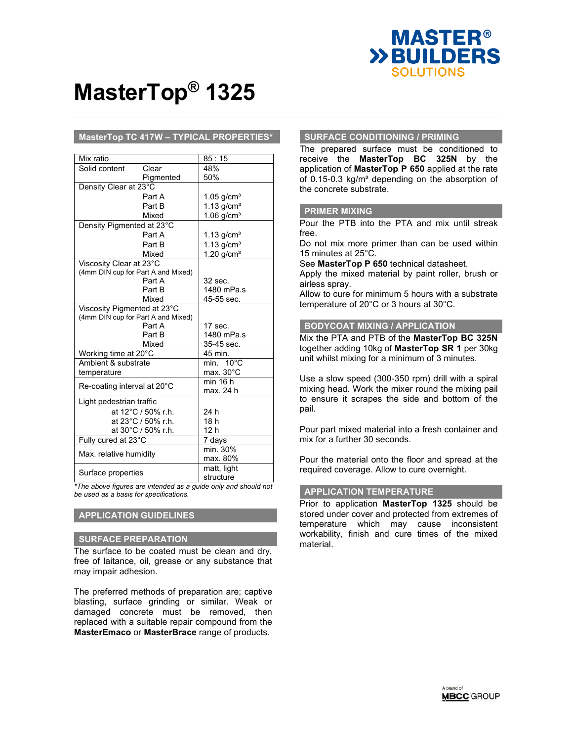# MasterTop® 1325

## MasterTop TC 417W – TYPICAL PROPERTIES*

| Property | | Value |
|---|---|---|
| Mix ratio | | 85 : 15 |
| Solid content | Clear | 48% |
| | Pigmented | 50% |
| Density Clear at 23°C | Part A | 1.05 g/cm³ |
| | Part B | 1.13 g/cm³ |
| | Mixed | 1.06 g/cm³ |
| Density Pigmented at 23°C | Part A | 1.13 g/cm³ |
| | Part B | 1.13 g/cm³ |
| | Mixed | 1.20 g/cm³ |
| Viscosity Clear at 23°C (4mm DIN cup for Part A and Mixed) | Part A | 32 sec. |
| | Part B | 1480 mPa.s |
| | Mixed | 45-55 sec. |
| Viscosity Pigmented at 23°C (4mm DIN cup for Part A and Mixed) | Part A | 17 sec. |
| | Part B | 1480 mPa.s |
| | Mixed | 35-45 sec. |
| Working time at 20°C | | 45 min. |
| Ambient & substrate temperature | | min. 10°C max. 30°C |
| Re-coating interval at 20°C | | min 16 h max. 24 h |
| Light pedestrian traffic | at 12°C / 50% r.h. | 24 h |
| | at 23°C / 50% r.h. | 18 h |
| | at 30°C / 50% r.h. | 12 h |
| Fully cured at 23°C | | 7 days |
| Max. relative humidity | | min. 30% max. 80% |
| Surface properties | | matt, light structure |

*\*The above figures are intended as a guide only and should not be used as a basis for specifications.*

## APPLICATION GUIDELINES

## SURFACE PREPARATION

The surface to be coated must be clean and dry, free of laitance, oil, grease or any substance that may impair adhesion.

The preferred methods of preparation are; captive blasting, surface grinding or similar. Weak or damaged concrete must be removed, then replaced with a suitable repair compound from the **MasterEmaco** or **MasterBrace** range of products.

## SURFACE CONDITIONING / PRIMING

The prepared surface must be conditioned to receive the **MasterTop BC 325N** by the application of **MasterTop P 650** applied at the rate of 0.15-0.3 kg/m² depending on the absorption of the concrete substrate.

## PRIMER MIXING

Pour the PTB into the PTA and mix until streak free.
Do not mix more primer than can be used within 15 minutes at 25°C.
See **MasterTop P 650** technical datasheet.
Apply the mixed material by paint roller, brush or airless spray.
Allow to cure for minimum 5 hours with a substrate temperature of 20°C or 3 hours at 30°C.

## BODYCOAT MIXING / APPLICATION

Mix the PTA and PTB of the **MasterTop BC 325N** together adding 10kg of **MasterTop SR 1** per 30kg unit whilst mixing for a minimum of 3 minutes.

Use a slow speed (300-350 rpm) drill with a spiral mixing head. Work the mixer round the mixing pail to ensure it scrapes the side and bottom of the pail.

Pour part mixed material into a fresh container and mix for a further 30 seconds.

Pour the material onto the floor and spread at the required coverage. Allow to cure overnight.

## APPLICATION TEMPERATURE

Prior to application **MasterTop 1325** should be stored under cover and protected from extremes of temperature which may cause inconsistent workability, finish and cure times of the mixed material.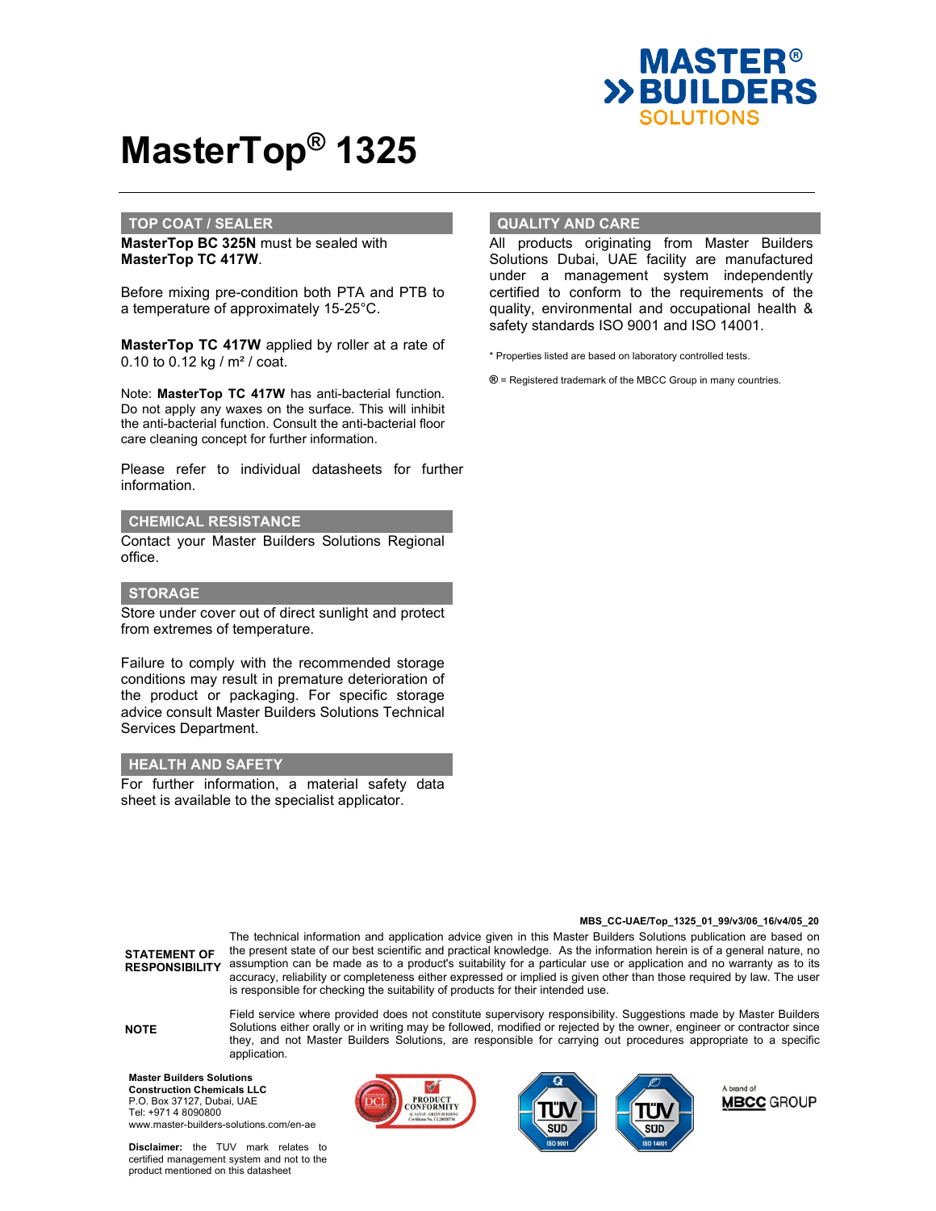# MasterTop® 1325

## TOP COAT / SEALER

**MasterTop BC 325N** must be sealed with **MasterTop TC 417W**.

Before mixing pre-condition both PTA and PTB to a temperature of approximately 15-25°C.

**MasterTop TC 417W** applied by roller at a rate of 0.10 to 0.12 kg / m² / coat.

Note: **MasterTop TC 417W** has anti-bacterial function. Do not apply any waxes on the surface. This will inhibit the anti-bacterial function. Consult the anti-bacterial floor care cleaning concept for further information.

Please refer to individual datasheets for further information.

## CHEMICAL RESISTANCE

Contact your Master Builders Solutions Regional office.

## STORAGE

Store under cover out of direct sunlight and protect from extremes of temperature.

Failure to comply with the recommended storage conditions may result in premature deterioration of the product or packaging. For specific storage advice consult Master Builders Solutions Technical Services Department.

## HEALTH AND SAFETY

For further information, a material safety data sheet is available to the specialist applicator.

## QUALITY AND CARE

All products originating from Master Builders Solutions Dubai, UAE facility are manufactured under a management system independently certified to conform to the requirements of the quality, environmental and occupational health & safety standards ISO 9001 and ISO 14001.

\* Properties listed are based on laboratory controlled tests.

® = Registered trademark of the MBCC Group in many countries.

MBS_CC-UAE/Top_1325_01_99/v3/06_16/v4/05_20

**STATEMENT OF RESPONSIBILITY** The technical information and application advice given in this Master Builders Solutions publication are based on the present state of our best scientific and practical knowledge. As the information herein is of a general nature, no assumption can be made as to a product's suitability for a particular use or application and no warranty as to its accuracy, reliability or completeness either expressed or implied is given other than those required by law. The user is responsible for checking the suitability of products for their intended use.

**NOTE** Field service where provided does not constitute supervisory responsibility. Suggestions made by Master Builders Solutions either orally or in writing may be followed, modified or rejected by the owner, engineer or contractor since they, and not Master Builders Solutions, are responsible for carrying out procedures appropriate to a specific application.

**Master Builders Solutions Construction Chemicals LLC**
P.O. Box 37127, Dubai, UAE
Tel: +971 4 8090800
www.master-builders-solutions.com/en-ae

**Disclaimer:** the TUV mark relates to certified management system and not to the product mentioned on this datasheet

A brand of MBCC GROUP